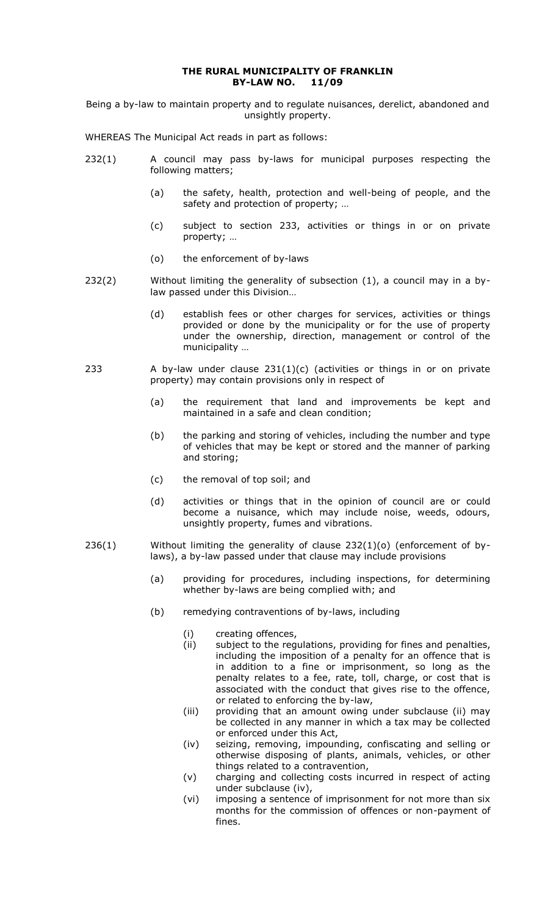# THE RURAL MUNICIPALITY OF FRANKLIN
# BY-LAW NO. 11/09

Being a by-law to maintain property and to regulate nuisances, derelict, abandoned and unsightly property.

WHEREAS The Municipal Act reads in part as follows:

232(1) A council may pass by-laws for municipal purposes respecting the following matters;

- (a) the safety, health, protection and well-being of people, and the safety and protection of property; …
- (c) subject to section 233, activities or things in or on private property; …
- (o) the enforcement of by-laws

232(2) Without limiting the generality of subsection (1), a council may in a by-law passed under this Division…

- (d) establish fees or other charges for services, activities or things provided or done by the municipality or for the use of property under the ownership, direction, management or control of the municipality …

233 A by-law under clause 231(1)(c) (activities or things in or on private property) may contain provisions only in respect of

- (a) the requirement that land and improvements be kept and maintained in a safe and clean condition;
- (b) the parking and storing of vehicles, including the number and type of vehicles that may be kept or stored and the manner of parking and storing;
- (c) the removal of top soil; and
- (d) activities or things that in the opinion of council are or could become a nuisance, which may include noise, weeds, odours, unsightly property, fumes and vibrations.

236(1) Without limiting the generality of clause 232(1)(o) (enforcement of by-laws), a by-law passed under that clause may include provisions

- (a) providing for procedures, including inspections, for determining whether by-laws are being complied with; and
- (b) remedying contraventions of by-laws, including
  - (i) creating offences,
  - (ii) subject to the regulations, providing for fines and penalties, including the imposition of a penalty for an offence that is in addition to a fine or imprisonment, so long as the penalty relates to a fee, rate, toll, charge, or cost that is associated with the conduct that gives rise to the offence, or related to enforcing the by-law,
  - (iii) providing that an amount owing under subclause (ii) may be collected in any manner in which a tax may be collected or enforced under this Act,
  - (iv) seizing, removing, impounding, confiscating and selling or otherwise disposing of plants, animals, vehicles, or other things related to a contravention,
  - (v) charging and collecting costs incurred in respect of acting under subclause (iv),
  - (vi) imposing a sentence of imprisonment for not more than six months for the commission of offences or non-payment of fines.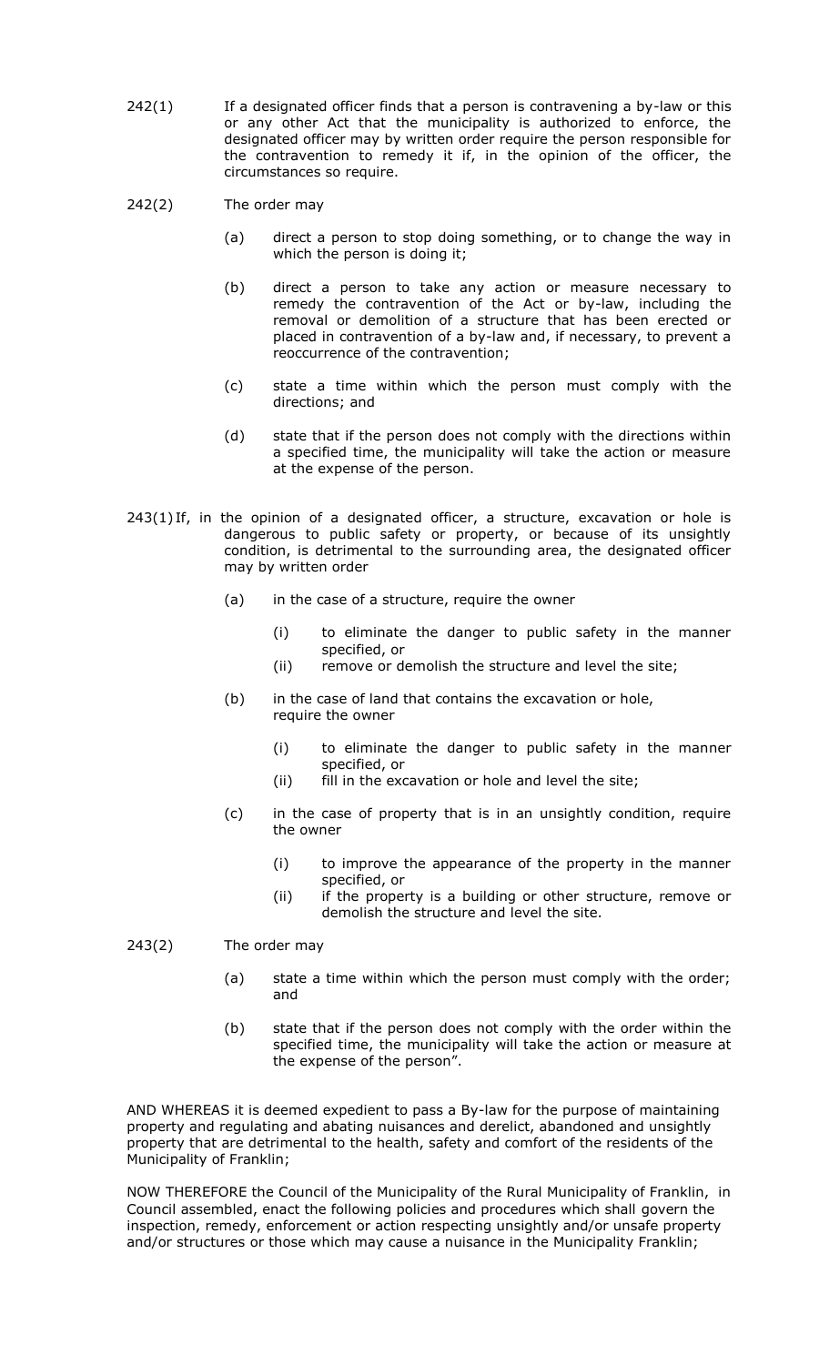242(1) If a designated officer finds that a person is contravening a by-law or this or any other Act that the municipality is authorized to enforce, the designated officer may by written order require the person responsible for the contravention to remedy it if, in the opinion of the officer, the circumstances so require.

242(2) The order may

- (a) direct a person to stop doing something, or to change the way in which the person is doing it;
- (b) direct a person to take any action or measure necessary to remedy the contravention of the Act or by-law, including the removal or demolition of a structure that has been erected or placed in contravention of a by-law and, if necessary, to prevent a reoccurrence of the contravention;
- (c) state a time within which the person must comply with the directions; and
- (d) state that if the person does not comply with the directions within a specified time, the municipality will take the action or measure at the expense of the person.

243(1) If, in the opinion of a designated officer, a structure, excavation or hole is dangerous to public safety or property, or because of its unsightly condition, is detrimental to the surrounding area, the designated officer may by written order

- (a) in the case of a structure, require the owner
  - (i) to eliminate the danger to public safety in the manner specified, or
  - (ii) remove or demolish the structure and level the site;
- (b) in the case of land that contains the excavation or hole, require the owner
  - (i) to eliminate the danger to public safety in the manner specified, or
  - (ii) fill in the excavation or hole and level the site;
- (c) in the case of property that is in an unsightly condition, require the owner
  - (i) to improve the appearance of the property in the manner specified, or
  - (ii) if the property is a building or other structure, remove or demolish the structure and level the site.

243(2) The order may

- (a) state a time within which the person must comply with the order; and
- (b) state that if the person does not comply with the order within the specified time, the municipality will take the action or measure at the expense of the person".

AND WHEREAS it is deemed expedient to pass a By-law for the purpose of maintaining property and regulating and abating nuisances and derelict, abandoned and unsightly property that are detrimental to the health, safety and comfort of the residents of the Municipality of Franklin;

NOW THEREFORE the Council of the Municipality of the Rural Municipality of Franklin, in Council assembled, enact the following policies and procedures which shall govern the inspection, remedy, enforcement or action respecting unsightly and/or unsafe property and/or structures or those which may cause a nuisance in the Municipality Franklin;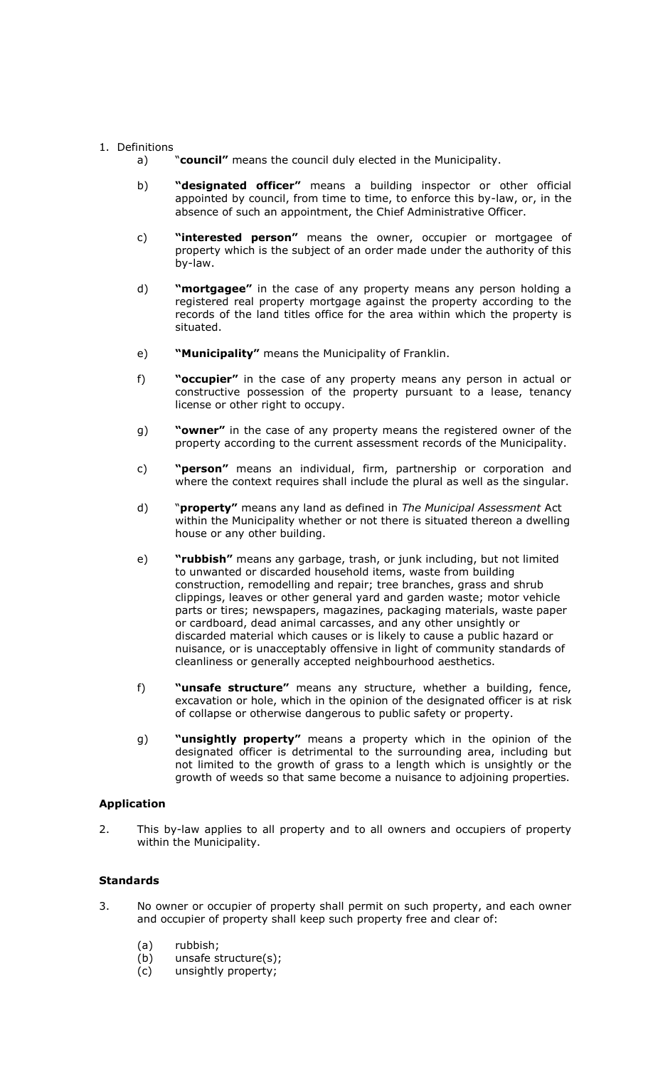1. Definitions
   a) "**council"** means the council duly elected in the Municipality.

   b) **"designated officer"** means a building inspector or other official appointed by council, from time to time, to enforce this by-law, or, in the absence of such an appointment, the Chief Administrative Officer.

   c) **"interested person"** means the owner, occupier or mortgagee of property which is the subject of an order made under the authority of this by-law.

   d) **"mortgagee"** in the case of any property means any person holding a registered real property mortgage against the property according to the records of the land titles office for the area within which the property is situated.

   e) **"Municipality"** means the Municipality of Franklin.

   f) **"occupier"** in the case of any property means any person in actual or constructive possession of the property pursuant to a lease, tenancy license or other right to occupy.

   g) **"owner"** in the case of any property means the registered owner of the property according to the current assessment records of the Municipality.

   c) **"person"** means an individual, firm, partnership or corporation and where the context requires shall include the plural as well as the singular.

   d) "**property"** means any land as defined in *The Municipal Assessment* Act within the Municipality whether or not there is situated thereon a dwelling house or any other building.

   e) **"rubbish"** means any garbage, trash, or junk including, but not limited to unwanted or discarded household items, waste from building construction, remodelling and repair; tree branches, grass and shrub clippings, leaves or other general yard and garden waste; motor vehicle parts or tires; newspapers, magazines, packaging materials, waste paper or cardboard, dead animal carcasses, and any other unsightly or discarded material which causes or is likely to cause a public hazard or nuisance, or is unacceptably offensive in light of community standards of cleanliness or generally accepted neighbourhood aesthetics.

   f) **"unsafe structure"** means any structure, whether a building, fence, excavation or hole, which in the opinion of the designated officer is at risk of collapse or otherwise dangerous to public safety or property.

   g) **"unsightly property"** means a property which in the opinion of the designated officer is detrimental to the surrounding area, including but not limited to the growth of grass to a length which is unsightly or the growth of weeds so that same become a nuisance to adjoining properties.

**Application**

2. This by-law applies to all property and to all owners and occupiers of property within the Municipality.

**Standards**

3. No owner or occupier of property shall permit on such property, and each owner and occupier of property shall keep such property free and clear of:

   (a) rubbish;
   (b) unsafe structure(s);
   (c) unsightly property;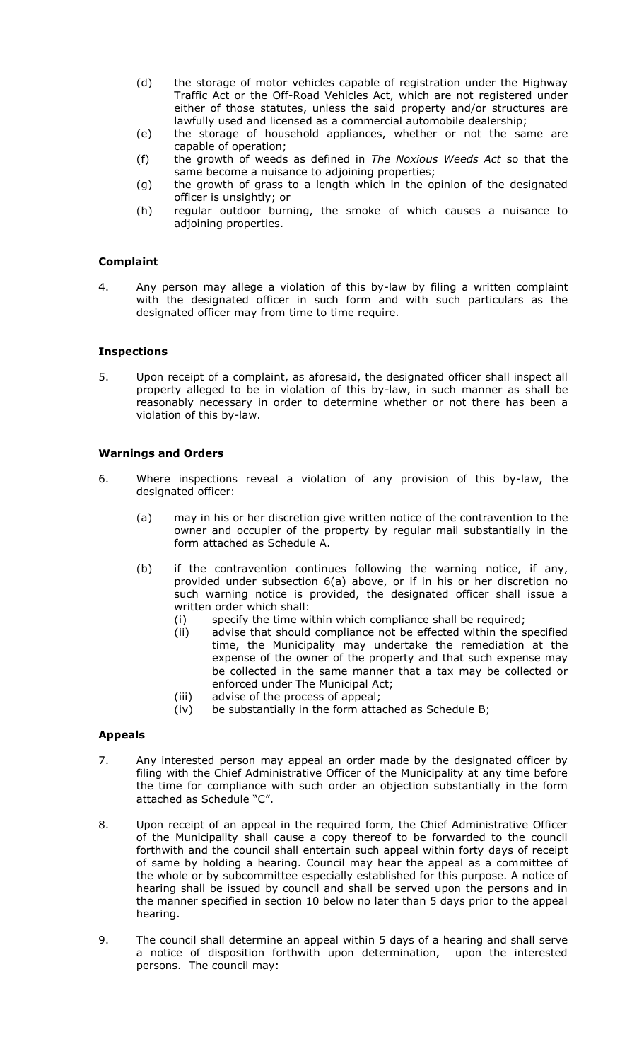(d) the storage of motor vehicles capable of registration under the Highway Traffic Act or the Off-Road Vehicles Act, which are not registered under either of those statutes, unless the said property and/or structures are lawfully used and licensed as a commercial automobile dealership;

(e) the storage of household appliances, whether or not the same are capable of operation;

(f) the growth of weeds as defined in *The Noxious Weeds Act* so that the same become a nuisance to adjoining properties;

(g) the growth of grass to a length which in the opinion of the designated officer is unsightly; or

(h) regular outdoor burning, the smoke of which causes a nuisance to adjoining properties.

**Complaint**

4. Any person may allege a violation of this by-law by filing a written complaint with the designated officer in such form and with such particulars as the designated officer may from time to time require.

**Inspections**

5. Upon receipt of a complaint, as aforesaid, the designated officer shall inspect all property alleged to be in violation of this by-law, in such manner as shall be reasonably necessary in order to determine whether or not there has been a violation of this by-law.

**Warnings and Orders**

6. Where inspections reveal a violation of any provision of this by-law, the designated officer:

   (a) may in his or her discretion give written notice of the contravention to the owner and occupier of the property by regular mail substantially in the form attached as Schedule A.

   (b) if the contravention continues following the warning notice, if any, provided under subsection 6(a) above, or if in his or her discretion no such warning notice is provided, the designated officer shall issue a written order which shall:
      (i) specify the time within which compliance shall be required;
      (ii) advise that should compliance not be effected within the specified time, the Municipality may undertake the remediation at the expense of the owner of the property and that such expense may be collected in the same manner that a tax may be collected or enforced under The Municipal Act;
      (iii) advise of the process of appeal;
      (iv) be substantially in the form attached as Schedule B;

**Appeals**

7. Any interested person may appeal an order made by the designated officer by filing with the Chief Administrative Officer of the Municipality at any time before the time for compliance with such order an objection substantially in the form attached as Schedule "C".

8. Upon receipt of an appeal in the required form, the Chief Administrative Officer of the Municipality shall cause a copy thereof to be forwarded to the council forthwith and the council shall entertain such appeal within forty days of receipt of same by holding a hearing. Council may hear the appeal as a committee of the whole or by subcommittee especially established for this purpose. A notice of hearing shall be issued by council and shall be served upon the persons and in the manner specified in section 10 below no later than 5 days prior to the appeal hearing.

9. The council shall determine an appeal within 5 days of a hearing and shall serve a notice of disposition forthwith upon determination, upon the interested persons. The council may: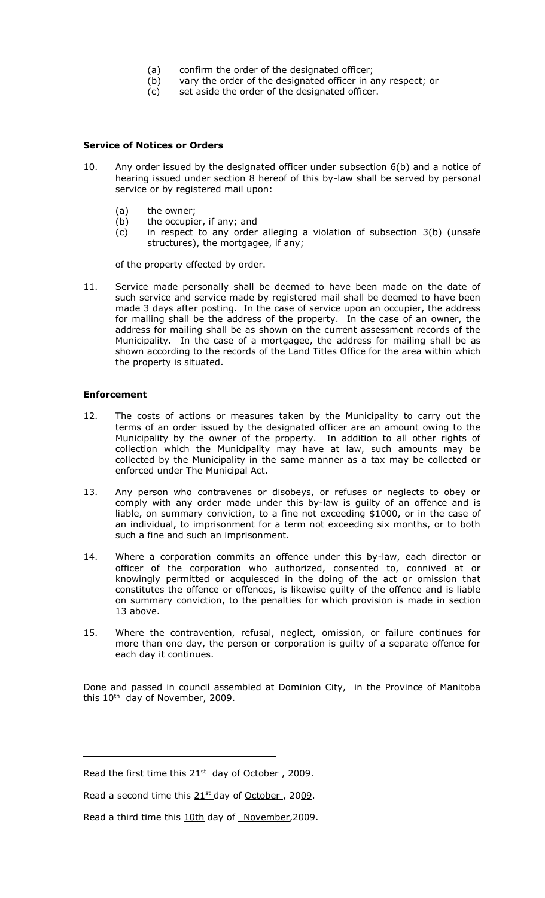(a) confirm the order of the designated officer;
(b) vary the order of the designated officer in any respect; or
(c) set aside the order of the designated officer.

**Service of Notices or Orders**

10. Any order issued by the designated officer under subsection 6(b) and a notice of hearing issued under section 8 hereof of this by-law shall be served by personal service or by registered mail upon:

    (a) the owner;
    (b) the occupier, if any; and
    (c) in respect to any order alleging a violation of subsection 3(b) (unsafe structures), the mortgagee, if any;

    of the property effected by order.

11. Service made personally shall be deemed to have been made on the date of such service and service made by registered mail shall be deemed to have been made 3 days after posting. In the case of service upon an occupier, the address for mailing shall be the address of the property. In the case of an owner, the address for mailing shall be as shown on the current assessment records of the Municipality. In the case of a mortgagee, the address for mailing shall be as shown according to the records of the Land Titles Office for the area within which the property is situated.

**Enforcement**

12. The costs of actions or measures taken by the Municipality to carry out the terms of an order issued by the designated officer are an amount owing to the Municipality by the owner of the property. In addition to all other rights of collection which the Municipality may have at law, such amounts may be collected by the Municipality in the same manner as a tax may be collected or enforced under The Municipal Act.

13. Any person who contravenes or disobeys, or refuses or neglects to obey or comply with any order made under this by-law is guilty of an offence and is liable, on summary conviction, to a fine not exceeding $1000, or in the case of an individual, to imprisonment for a term not exceeding six months, or to both such a fine and such an imprisonment.

14. Where a corporation commits an offence under this by-law, each director or officer of the corporation who authorized, consented to, connived at or knowingly permitted or acquiesced in the doing of the act or omission that constitutes the offence or offences, is likewise guilty of the offence and is liable on summary conviction, to the penalties for which provision is made in section 13 above.

15. Where the contravention, refusal, neglect, omission, or failure continues for more than one day, the person or corporation is guilty of a separate offence for each day it continues.

Done and passed in council assembled at Dominion City, in the Province of Manitoba this 10th day of November, 2009.

\_\_\_\_\_\_\_\_\_\_\_\_\_\_\_\_\_\_\_\_\_\_\_\_\_\_\_\_\_\_\_\_\_\_

\_\_\_\_\_\_\_\_\_\_\_\_\_\_\_\_\_\_\_\_\_\_\_\_\_\_\_\_\_\_\_\_\_\_

Read the first time this 21st day of October, 2009.

Read a second time this 21st day of October, 2009.

Read a third time this 10th day of November, 2009.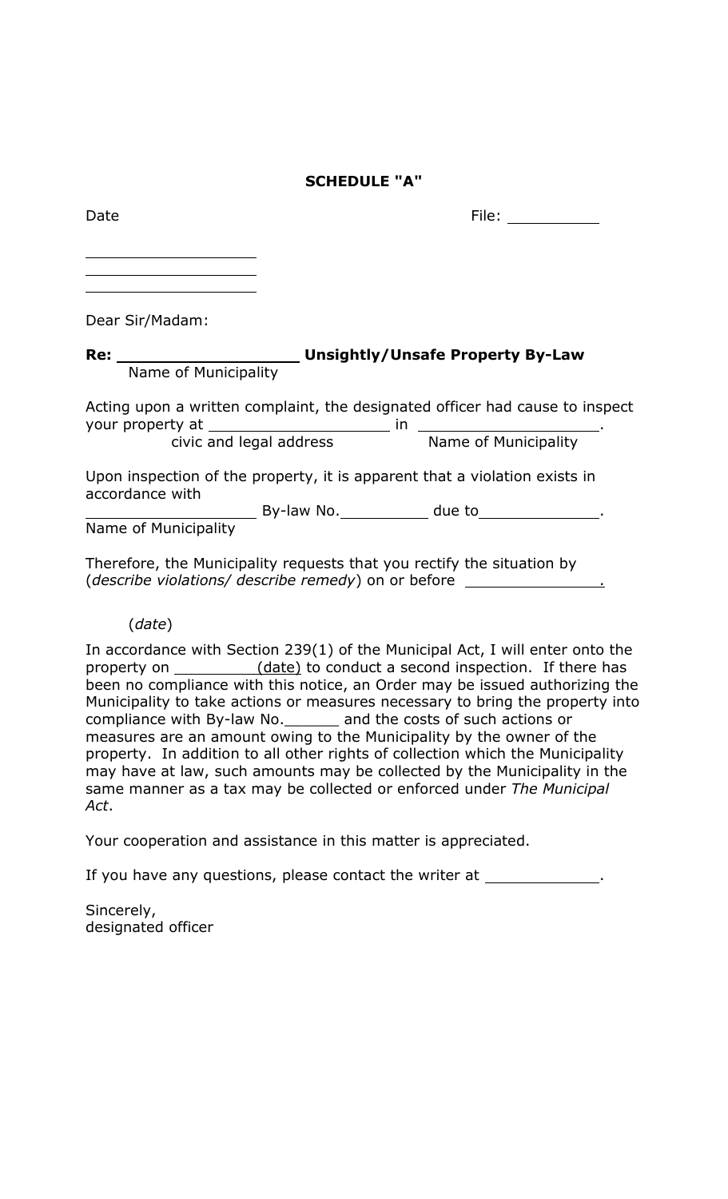**SCHEDULE "A"**

Date File: __________

____________________
____________________
____________________

Dear Sir/Madam:

**Re: ____________________ Unsightly/Unsafe Property By-Law**
Name of Municipality

Acting upon a written complaint, the designated officer had cause to inspect your property at ____________________ in ____________________.
civic and legal address Name of Municipality

Upon inspection of the property, it is apparent that a violation exists in accordance with
____________________ By-law No.__________ due to______________.
Name of Municipality

Therefore, the Municipality requests that you rectify the situation by (*describe violations/ describe remedy*) on or before ______________.

(*date*)

In accordance with Section 239(1) of the Municipal Act, I will enter onto the property on __________(date) to conduct a second inspection. If there has been no compliance with this notice, an Order may be issued authorizing the Municipality to take actions or measures necessary to bring the property into compliance with By-law No.______ and the costs of such actions or measures are an amount owing to the Municipality by the owner of the property. In addition to all other rights of collection which the Municipality may have at law, such amounts may be collected by the Municipality in the same manner as a tax may be collected or enforced under *The Municipal Act*.

Your cooperation and assistance in this matter is appreciated.

If you have any questions, please contact the writer at ______________.

Sincerely,
designated officer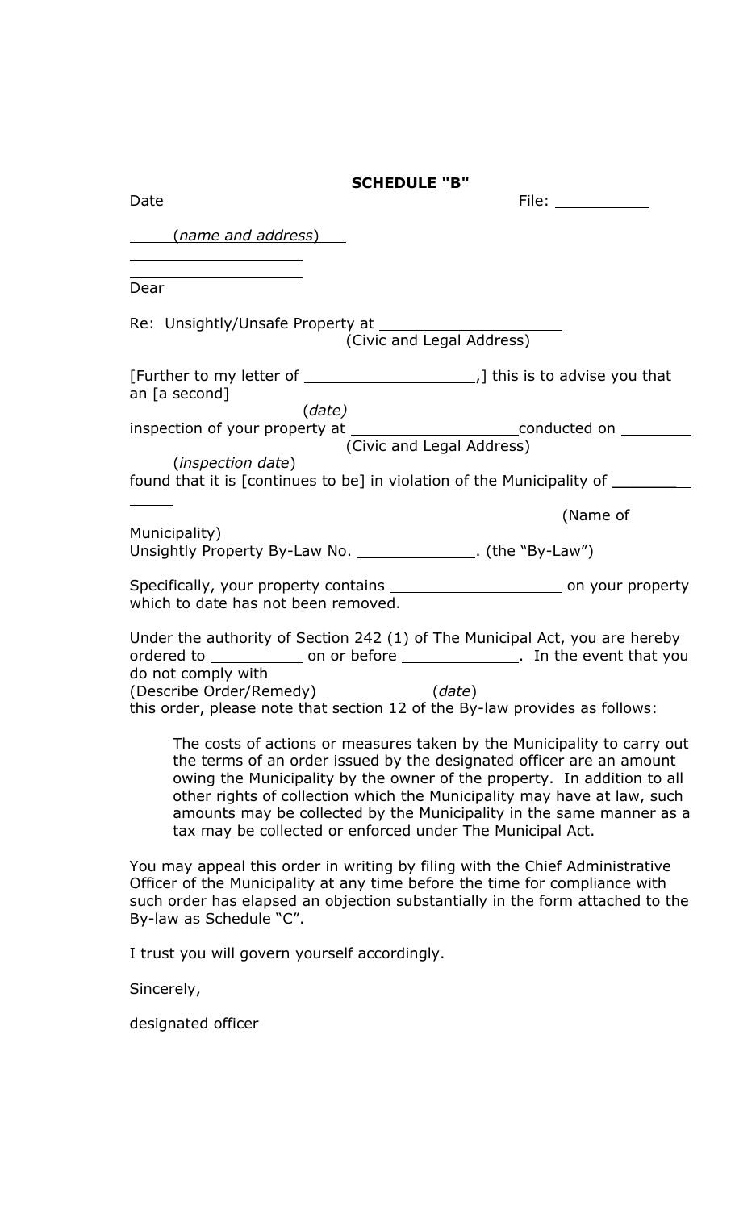**SCHEDULE "B"**

Date File: \_\_\_\_\_\_\_\_\_\_

(*name and address*)

\_\_\_\_\_\_\_\_\_\_\_\_\_\_\_\_\_\_\_\_

\_\_\_\_\_\_\_\_\_\_\_\_\_\_\_\_\_\_\_\_

Dear

Re: Unsightly/Unsafe Property at \_\_\_\_\_\_\_\_\_\_\_\_\_\_\_\_\_\_\_\_
(Civic and Legal Address)

[Further to my letter of \_\_\_\_\_\_\_\_\_\_\_\_\_\_\_\_\_\_\_\_,] this is to advise you that an [a second]
(*date*)
inspection of your property at \_\_\_\_\_\_\_\_\_\_\_\_\_\_\_\_\_\_\_\_ conducted on \_\_\_\_\_\_\_\_
(Civic and Legal Address)
(*inspection date*)
found that it is [continues to be] in violation of the Municipality of \_\_\_\_\_\_\_\_\_\_\_\_\_
(Name of Municipality)
Unsightly Property By-Law No. \_\_\_\_\_\_\_\_\_\_\_\_\_\_. (the "By-Law")

Specifically, your property contains \_\_\_\_\_\_\_\_\_\_\_\_\_\_\_\_\_\_\_\_ on your property which to date has not been removed.

Under the authority of Section 242 (1) of The Municipal Act, you are hereby ordered to \_\_\_\_\_\_\_\_\_\_\_ on or before \_\_\_\_\_\_\_\_\_\_\_\_\_\_. In the event that you do not comply with
(Describe Order/Remedy) (*date*)
this order, please note that section 12 of the By-law provides as follows:

> The costs of actions or measures taken by the Municipality to carry out the terms of an order issued by the designated officer are an amount owing the Municipality by the owner of the property. In addition to all other rights of collection which the Municipality may have at law, such amounts may be collected by the Municipality in the same manner as a tax may be collected or enforced under The Municipal Act.

You may appeal this order in writing by filing with the Chief Administrative Officer of the Municipality at any time before the time for compliance with such order has elapsed an objection substantially in the form attached to the By-law as Schedule "C".

I trust you will govern yourself accordingly.

Sincerely,

designated officer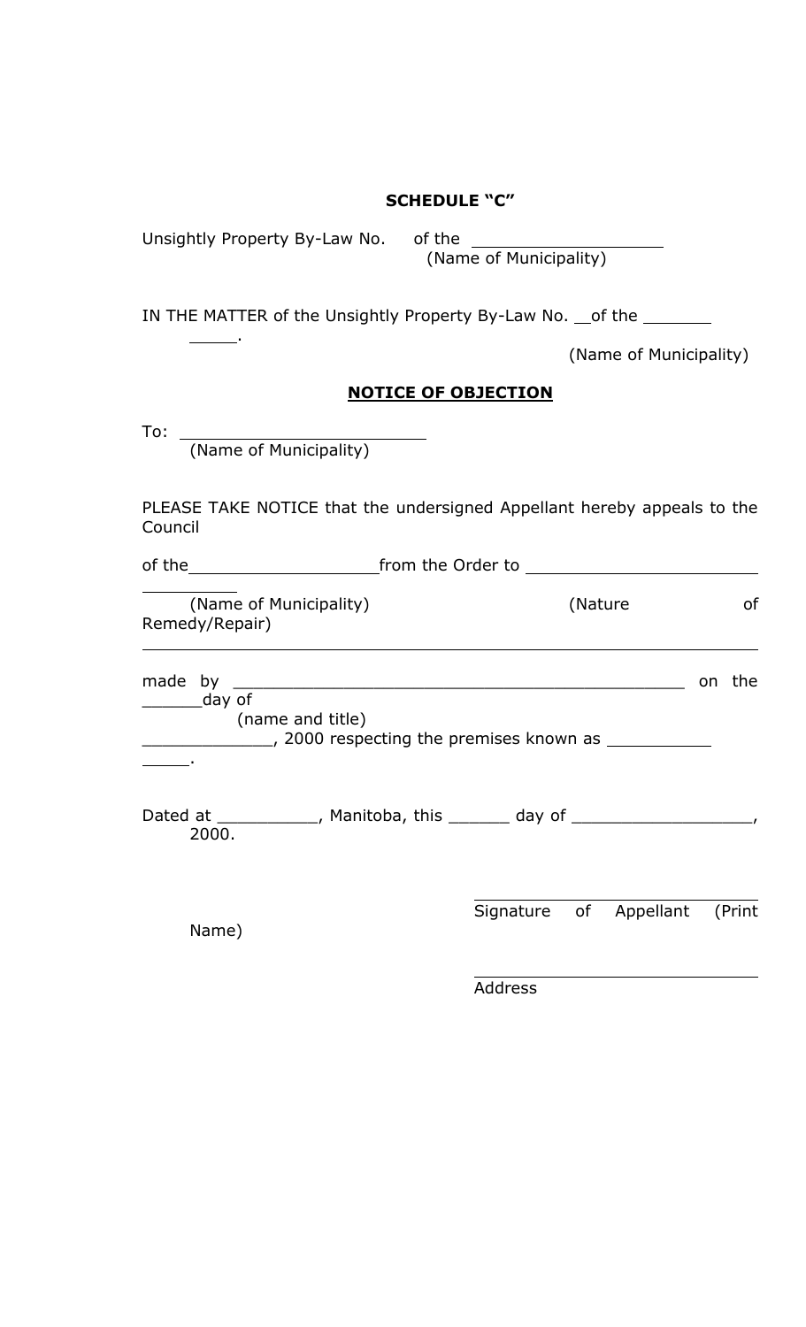**SCHEDULE "C"**

Unsightly Property By-Law No. of the ____________________
(Name of Municipality)

IN THE MATTER of the Unsightly Property By-Law No. __of the ______________.
(Name of Municipality)

**NOTICE OF OBJECTION**

To: __________________________
(Name of Municipality)

PLEASE TAKE NOTICE that the undersigned Appellant hereby appeals to the Council

of the ____________________ from the Order to __________________________________
(Name of Municipality) (Nature of Remedy/Repair)

______________________________________________________________________

made by _______________________________________________ on the ______day of
(name and title)
_____________, 2000 respecting the premises known as ________________.

Dated at __________, Manitoba, this ______ day of __________________, 2000.

______________________________
Signature of Appellant (Print Name)

______________________________
Address